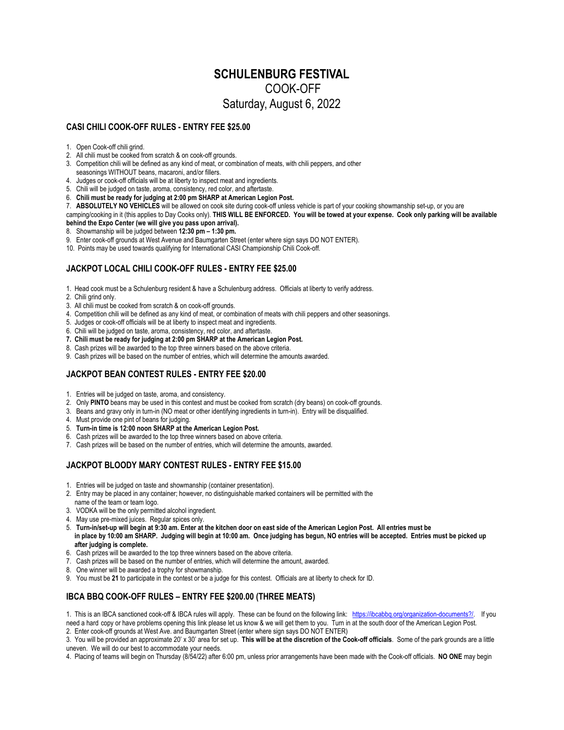# SCHULENBURG FESTIVAL

COOK-OFF

Saturday, August 6, 2022

## CASI CHILI COOK-OFF RULES - ENTRY FEE $25.00

1. Open Cook-off chili grind.
2. All chili must be cooked from scratch & on cook-off grounds.
3. Competition chili will be defined as any kind of meat, or combination of meats, with chili peppers, and other seasonings WITHOUT beans, macaroni, and/or fillers.
4. Judges or cook-off officials will be at liberty to inspect meat and ingredients.
5. Chili will be judged on taste, aroma, consistency, red color, and aftertaste.
6. **Chili must be ready for judging at 2:00 pm SHARP at American Legion Post.**
7. **ABSOLUTELY NO VEHICLES** will be allowed on cook site during cook-off unless vehicle is part of your cooking showmanship set-up, or you are camping/cooking in it (this applies to Day Cooks only). **THIS WILL BE ENFORCED. You will be towed at your expense. Cook only parking will be available behind the Expo Center (we will give you pass upon arrival).**
8. Showmanship will be judged between **12:30 pm – 1:30 pm.**
9. Enter cook-off grounds at West Avenue and Baumgarten Street (enter where sign says DO NOT ENTER).
10. Points may be used towards qualifying for International CASI Championship Chili Cook-off.

## JACKPOT LOCAL CHILI COOK-OFF RULES - ENTRY FEE $25.00

1. Head cook must be a Schulenburg resident & have a Schulenburg address. Officials at liberty to verify address.
2. Chili grind only.
3. All chili must be cooked from scratch & on cook-off grounds.
4. Competition chili will be defined as any kind of meat, or combination of meats with chili peppers and other seasonings.
5. Judges or cook-off officials will be at liberty to inspect meat and ingredients.
6. Chili will be judged on taste, aroma, consistency, red color, and aftertaste.
7. **Chili must be ready for judging at 2:00 pm SHARP at the American Legion Post.**
8. Cash prizes will be awarded to the top three winners based on the above criteria.
9. Cash prizes will be based on the number of entries, which will determine the amounts awarded.

## JACKPOT BEAN CONTEST RULES - ENTRY FEE $20.00

1. Entries will be judged on taste, aroma, and consistency.
2. Only **PINTO** beans may be used in this contest and must be cooked from scratch (dry beans) on cook-off grounds.
3. Beans and gravy only in turn-in (NO meat or other identifying ingredients in turn-in). Entry will be disqualified.
4. Must provide one pint of beans for judging.
5. **Turn-in time is 12:00 noon SHARP at the American Legion Post.**
6. Cash prizes will be awarded to the top three winners based on above criteria.
7. Cash prizes will be based on the number of entries, which will determine the amounts, awarded.

## JACKPOT BLOODY MARY CONTEST RULES - ENTRY FEE $15.00

1. Entries will be judged on taste and showmanship (container presentation).
2. Entry may be placed in any container; however, no distinguishable marked containers will be permitted with the name of the team or team logo.
3. VODKA will be the only permitted alcohol ingredient.
4. May use pre-mixed juices. Regular spices only.
5. **Turn-in/set-up will begin at 9:30 am. Enter at the kitchen door on east side of the American Legion Post. All entries must be in place by 10:00 am SHARP. Judging will begin at 10:00 am. Once judging has begun, NO entries will be accepted. Entries must be picked up after judging is complete.**
6. Cash prizes will be awarded to the top three winners based on the above criteria.
7. Cash prizes will be based on the number of entries, which will determine the amount, awarded.
8. One winner will be awarded a trophy for showmanship.
9. You must be **21** to participate in the contest or be a judge for this contest. Officials are at liberty to check for ID.

## IBCA BBQ COOK-OFF RULES – ENTRY FEE $200.00 (THREE MEATS)

1. This is an IBCA sanctioned cook-off & IBCA rules will apply. These can be found on the following link: https://ibcabbq.org/organization-documents?/. If you need a hard copy or have problems opening this link please let us know & we will get them to you. Turn in at the south door of the American Legion Post.
2. Enter cook-off grounds at West Ave. and Baumgarten Street (enter where sign says DO NOT ENTER)
3. You will be provided an approximate 20' x 30' area for set up. **This will be at the discretion of the Cook-off officials**. Some of the park grounds are a little uneven. We will do our best to accommodate your needs.
4. Placing of teams will begin on Thursday (8/54/22) after 6:00 pm, unless prior arrangements have been made with the Cook-off officials. **NO ONE** may begin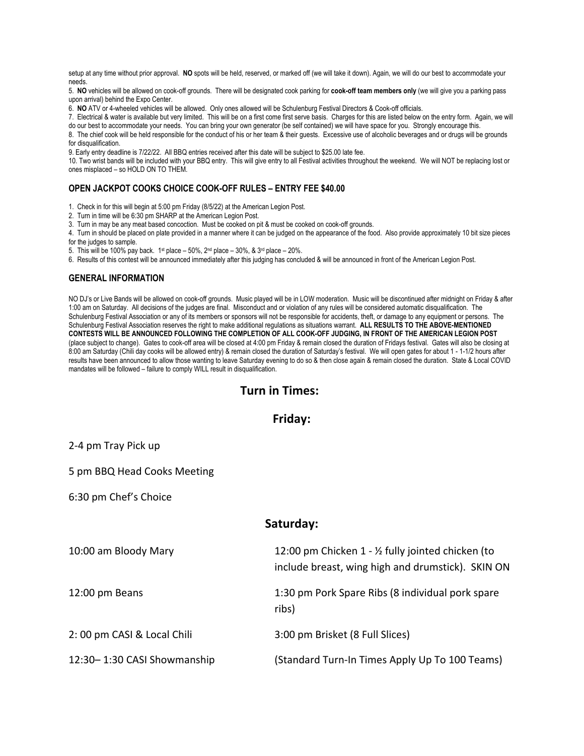setup at any time without prior approval. **NO** spots will be held, reserved, or marked off (we will take it down). Again, we will do our best to accommodate your needs.

5. **NO** vehicles will be allowed on cook-off grounds. There will be designated cook parking for **cook-off team members only** (we will give you a parking pass upon arrival) behind the Expo Center.
6. **NO** ATV or 4-wheeled vehicles will be allowed. Only ones allowed will be Schulenburg Festival Directors & Cook-off officials.
7. Electrical & water is available but very limited. This will be on a first come first serve basis. Charges for this are listed below on the entry form. Again, we will do our best to accommodate your needs. You can bring your own generator (be self contained) we will have space for you. Strongly encourage this.
8. The chief cook will be held responsible for the conduct of his or her team & their guests. Excessive use of alcoholic beverages and or drugs will be grounds for disqualification.
9. Early entry deadline is 7/22/22. All BBQ entries received after this date will be subject to $25.00 late fee.
10. Two wrist bands will be included with your BBQ entry. This will give entry to all Festival activities throughout the weekend. We will NOT be replacing lost or ones misplaced – so HOLD ON TO THEM.

### OPEN JACKPOT COOKS CHOICE COOK-OFF RULES – ENTRY FEE $40.00

1. Check in for this will begin at 5:00 pm Friday (8/5/22) at the American Legion Post.
2. Turn in time will be 6:30 pm SHARP at the American Legion Post.
3. Turn in may be any meat based concoction. Must be cooked on pit & must be cooked on cook-off grounds.
4. Turn in should be placed on plate provided in a manner where it can be judged on the appearance of the food. Also provide approximately 10 bit size pieces for the judges to sample.
5. This will be 100% pay back. 1st place – 50%, 2nd place – 30%, & 3rd place – 20%.
6. Results of this contest will be announced immediately after this judging has concluded & will be announced in front of the American Legion Post.

### GENERAL INFORMATION

NO DJ's or Live Bands will be allowed on cook-off grounds. Music played will be in LOW moderation. Music will be discontinued after midnight on Friday & after 1:00 am on Saturday. All decisions of the judges are final. Misconduct and or violation of any rules will be considered automatic disqualification. The Schulenburg Festival Association or any of its members or sponsors will not be responsible for accidents, theft, or damage to any equipment or persons. The Schulenburg Festival Association reserves the right to make additional regulations as situations warrant. **ALL RESULTS TO THE ABOVE-MENTIONED CONTESTS WILL BE ANNOUNCED FOLLOWING THE COMPLETION OF ALL COOK-OFF JUDGING, IN FRONT OF THE AMERICAN LEGION POST** (place subject to change). Gates to cook-off area will be closed at 4:00 pm Friday & remain closed the duration of Fridays festival. Gates will also be closing at 8:00 am Saturday (Chili day cooks will be allowed entry) & remain closed the duration of Saturday's festival. We will open gates for about 1 - 1-1/2 hours after results have been announced to allow those wanting to leave Saturday evening to do so & then close again & remain closed the duration. State & Local COVID mandates will be followed – failure to comply WILL result in disqualification.

## Turn in Times:

## Friday:

2-4 pm Tray Pick up

5 pm BBQ Head Cooks Meeting

6:30 pm Chef's Choice

## Saturday:

10:00 am Bloody Mary

12:00 pm Beans

2: 00 pm CASI & Local Chili

12:30– 1:30 CASI Showmanship

12:00 pm Chicken 1 - ½ fully jointed chicken (to include breast, wing high and drumstick). SKIN ON

1:30 pm Pork Spare Ribs (8 individual pork spare ribs)

3:00 pm Brisket (8 Full Slices)

(Standard Turn-In Times Apply Up To 100 Teams)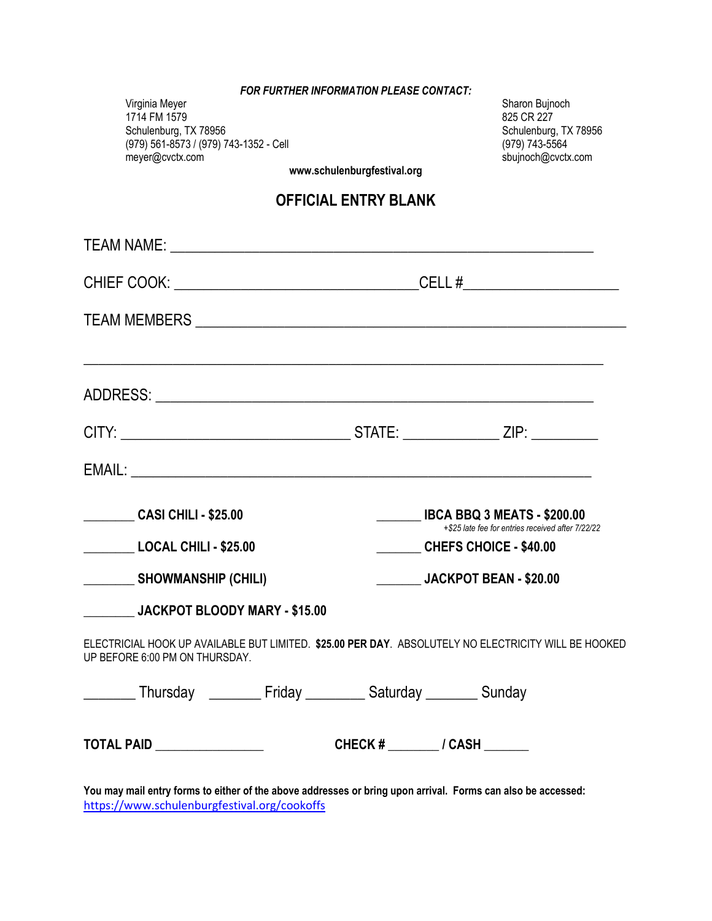***FOR FURTHER INFORMATION PLEASE CONTACT:***

Virginia Meyer
1714 FM 1579
Schulenburg, TX 78956
(979) 561-8573 / (979) 743-1352 - Cell
meyer@cvctx.com

Sharon Bujnoch
825 CR 227
Schulenburg, TX 78956
(979) 743-5564
sbujnoch@cvctx.com

**www.schulenburgfestival.org**

## OFFICIAL ENTRY BLANK

TEAM NAME: ______________________________________________________

CHIEF COOK: ______________________________ CELL #____________________

TEAM MEMBERS ______________________________________________________

__________________________________________________________________

ADDRESS: ________________________________________________________

CITY: ____________________________ STATE: ____________ ZIP: ________

EMAIL: __________________________________________________________

________ **CASI CHILI - $25.00**

________ **LOCAL CHILI - $25.00**

________ **SHOWMANSHIP (CHILI)**

________ **JACKPOT BLOODY MARY - $15.00**

_______ **IBCA BBQ 3 MEATS - $200.00**
*+$25 late fee for entries received after 7/22/22*

_______ **CHEFS CHOICE - $40.00**

_______ **JACKPOT BEAN - $20.00**

ELECTRICIAL HOOK UP AVAILABLE BUT LIMITED. **$25.00 PER DAY**. ABSOLUTELY NO ELECTRICITY WILL BE HOOKED UP BEFORE 6:00 PM ON THURSDAY.

_______ Thursday _______ Friday ________ Saturday _______ Sunday

**TOTAL PAID** ________________ **CHECK #** ________ **/ CASH** _______

**You may mail entry forms to either of the above addresses or bring upon arrival. Forms can also be accessed:**
https://www.schulenburgfestival.org/cookoffs